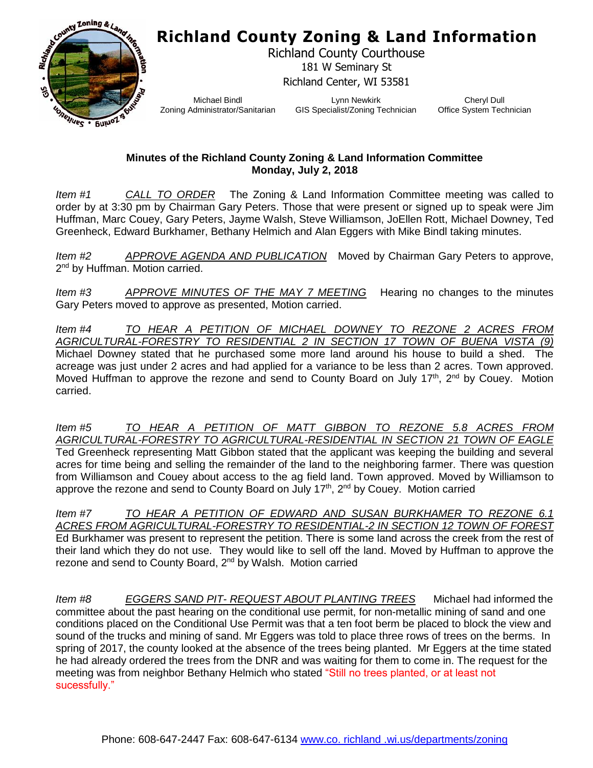# Richland County Zoning & Land Information

Richland County Courthouse
181 W Seminary St
Richland Center, WI 53581

Michael Bindl
Zoning Administrator/Sanitarian

Lynn Newkirk
GIS Specialist/Zoning Technician

Cheryl Dull
Office System Technician

**Minutes of the Richland County Zoning & Land Information Committee**
**Monday, July 2, 2018**

*Item #1* *CALL TO ORDER* The Zoning & Land Information Committee meeting was called to order by at 3:30 pm by Chairman Gary Peters. Those that were present or signed up to speak were Jim Huffman, Marc Couey, Gary Peters, Jayme Walsh, Steve Williamson, JoEllen Rott, Michael Downey, Ted Greenheck, Edward Burkhamer, Bethany Helmich and Alan Eggers with Mike Bindl taking minutes.

*Item #2* *APPROVE AGENDA AND PUBLICATION* Moved by Chairman Gary Peters to approve, 2nd by Huffman. Motion carried.

*Item #3* *APPROVE MINUTES OF THE MAY 7 MEETING* Hearing no changes to the minutes Gary Peters moved to approve as presented, Motion carried.

*Item #4* *TO HEAR A PETITION OF MICHAEL DOWNEY TO REZONE 2 ACRES FROM AGRICULTURAL-FORESTRY TO RESIDENTIAL 2 IN SECTION 17 TOWN OF BUENA VISTA (9)* Michael Downey stated that he purchased some more land around his house to build a shed. The acreage was just under 2 acres and had applied for a variance to be less than 2 acres. Town approved. Moved Huffman to approve the rezone and send to County Board on July 17th, 2nd by Couey. Motion carried.

*Item #5* *TO HEAR A PETITION OF MATT GIBBON TO REZONE 5.8 ACRES FROM AGRICULTURAL-FORESTRY TO AGRICULTURAL-RESIDENTIAL IN SECTION 21 TOWN OF EAGLE* Ted Greenheck representing Matt Gibbon stated that the applicant was keeping the building and several acres for time being and selling the remainder of the land to the neighboring farmer. There was question from Williamson and Couey about access to the ag field land. Town approved. Moved by Williamson to approve the rezone and send to County Board on July 17th, 2nd by Couey. Motion carried

*Item #7* *TO HEAR A PETITION OF EDWARD AND SUSAN BURKHAMER TO REZONE 6.1 ACRES FROM AGRICULTURAL-FORESTRY TO RESIDENTIAL-2 IN SECTION 12 TOWN OF FOREST* Ed Burkhamer was present to represent the petition. There is some land across the creek from the rest of their land which they do not use. They would like to sell off the land. Moved by Huffman to approve the rezone and send to County Board, 2nd by Walsh. Motion carried

*Item #8* *EGGERS SAND PIT- REQUEST ABOUT PLANTING TREES* Michael had informed the committee about the past hearing on the conditional use permit, for non-metallic mining of sand and one conditions placed on the Conditional Use Permit was that a ten foot berm be placed to block the view and sound of the trucks and mining of sand. Mr Eggers was told to place three rows of trees on the berms. In spring of 2017, the county looked at the absence of the trees being planted. Mr Eggers at the time stated he had already ordered the trees from the DNR and was waiting for them to come in. The request for the meeting was from neighbor Bethany Helmich who stated "Still no trees planted, or at least not sucessfully."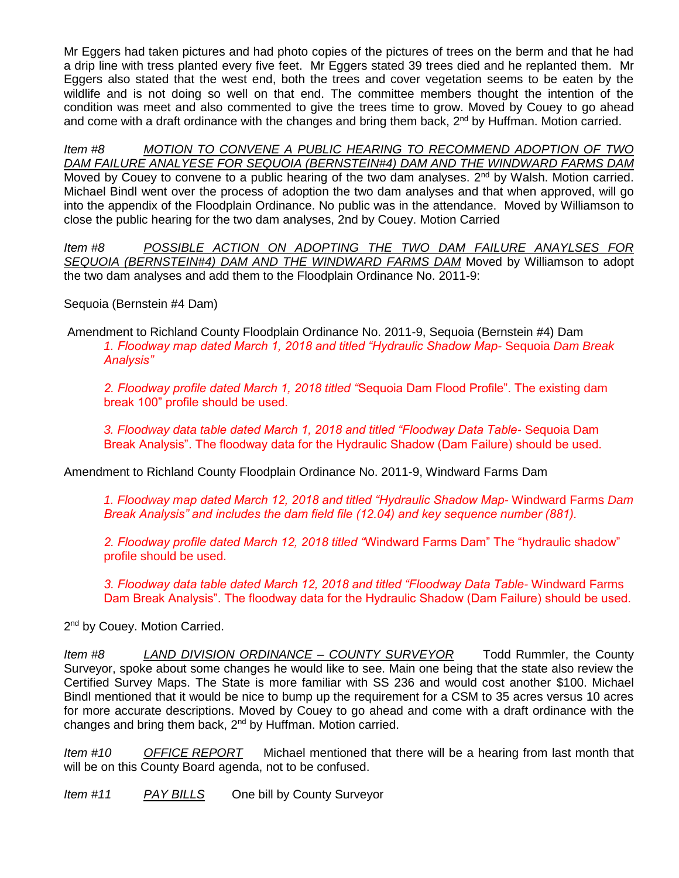Mr Eggers had taken pictures and had photo copies of the pictures of trees on the berm and that he had a drip line with tress planted every five feet. Mr Eggers stated 39 trees died and he replanted them. Mr Eggers also stated that the west end, both the trees and cover vegetation seems to be eaten by the wildlife and is not doing so well on that end. The committee members thought the intention of the condition was meet and also commented to give the trees time to grow. Moved by Couey to go ahead and come with a draft ordinance with the changes and bring them back, 2nd by Huffman. Motion carried.

*Item #8* <u>*MOTION TO CONVENE A PUBLIC HEARING TO RECOMMEND ADOPTION OF TWO DAM FAILURE ANALYESE FOR SEQUOIA (BERNSTEIN#4) DAM AND THE WINDWARD FARMS DAM*</u> Moved by Couey to convene to a public hearing of the two dam analyses. 2nd by Walsh. Motion carried. Michael Bindl went over the process of adoption the two dam analyses and that when approved, will go into the appendix of the Floodplain Ordinance. No public was in the attendance. Moved by Williamson to close the public hearing for the two dam analyses, 2nd by Couey. Motion Carried

*Item #8* <u>*POSSIBLE ACTION ON ADOPTING THE TWO DAM FAILURE ANAYLSES FOR SEQUOIA (BERNSTEIN#4) DAM AND THE WINDWARD FARMS DAM*</u> Moved by Williamson to adopt the two dam analyses and add them to the Floodplain Ordinance No. 2011-9:

Sequoia (Bernstein #4 Dam)

Amendment to Richland County Floodplain Ordinance No. 2011-9, Sequoia (Bernstein #4) Dam

> *1. Floodway map dated March 1, 2018 and titled "Hydraulic Shadow Map-* Sequoia *Dam Break Analysis"*
>
> *2. Floodway profile dated March 1, 2018 titled "*Sequoia Dam Flood Profile". The existing dam break 100" profile should be used.
>
> *3. Floodway data table dated March 1, 2018 and titled "Floodway Data Table-* Sequoia Dam Break Analysis". The floodway data for the Hydraulic Shadow (Dam Failure) should be used.

Amendment to Richland County Floodplain Ordinance No. 2011-9, Windward Farms Dam

> *1. Floodway map dated March 12, 2018 and titled "Hydraulic Shadow Map-* Windward Farms *Dam Break Analysis" and includes the dam field file (12.04) and key sequence number (881).*
>
> *2. Floodway profile dated March 12, 2018 titled "*Windward Farms Dam" The "hydraulic shadow" profile should be used.
>
> *3. Floodway data table dated March 12, 2018 and titled "Floodway Data Table-* Windward Farms Dam Break Analysis". The floodway data for the Hydraulic Shadow (Dam Failure) should be used.

2nd by Couey. Motion Carried.

*Item #8* <u>*LAND DIVISION ORDINANCE – COUNTY SURVEYOR*</u> Todd Rummler, the County Surveyor, spoke about some changes he would like to see. Main one being that the state also review the Certified Survey Maps. The State is more familiar with SS 236 and would cost another $100. Michael Bindl mentioned that it would be nice to bump up the requirement for a CSM to 35 acres versus 10 acres for more accurate descriptions. Moved by Couey to go ahead and come with a draft ordinance with the changes and bring them back, 2nd by Huffman. Motion carried.

*Item #10* <u>*OFFICE REPORT*</u> Michael mentioned that there will be a hearing from last month that will be on this County Board agenda, not to be confused.

*Item #11* <u>*PAY BILLS*</u> One bill by County Surveyor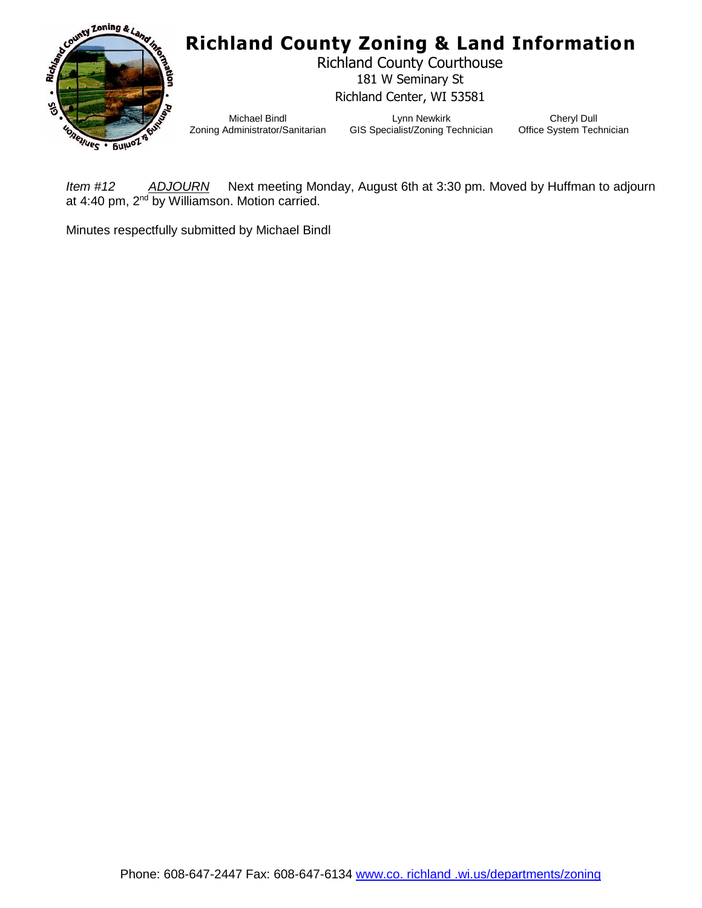*Item #12* <u>ADJOURN</u> Next meeting Monday, August 6th at 3:30 pm. Moved by Huffman to adjourn at 4:40 pm, 2nd by Williamson. Motion carried.

Minutes respectfully submitted by Michael Bindl